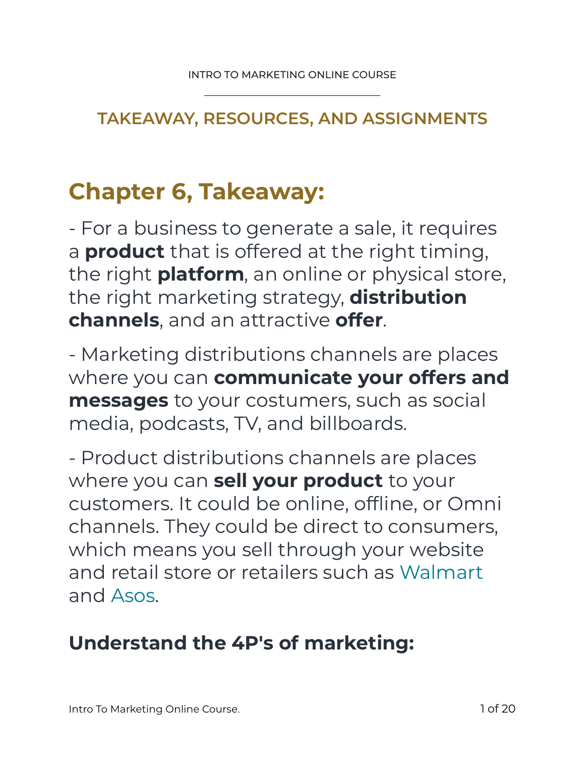## TAKEAWAY, RESOURCES, AND ASSIGNMENTS

# Chapter 6, Takeaway:

- For a business to generate a sale, it requires a **product** that is offered at the right timing, the right **platform**, an online or physical store, the right marketing strategy, **distribution channels**, and an attractive **offer**.

- Marketing distributions channels are places where you can **communicate your offers and messages** to your costumers, such as social media, podcasts, TV, and billboards.

- Product distributions channels are places where you can **sell your product** to your customers. It could be online, offline, or Omni channels. They could be direct to consumers, which means you sell through your website and retail store or retailers such as Walmart and Asos.

## Understand the 4P's of marketing: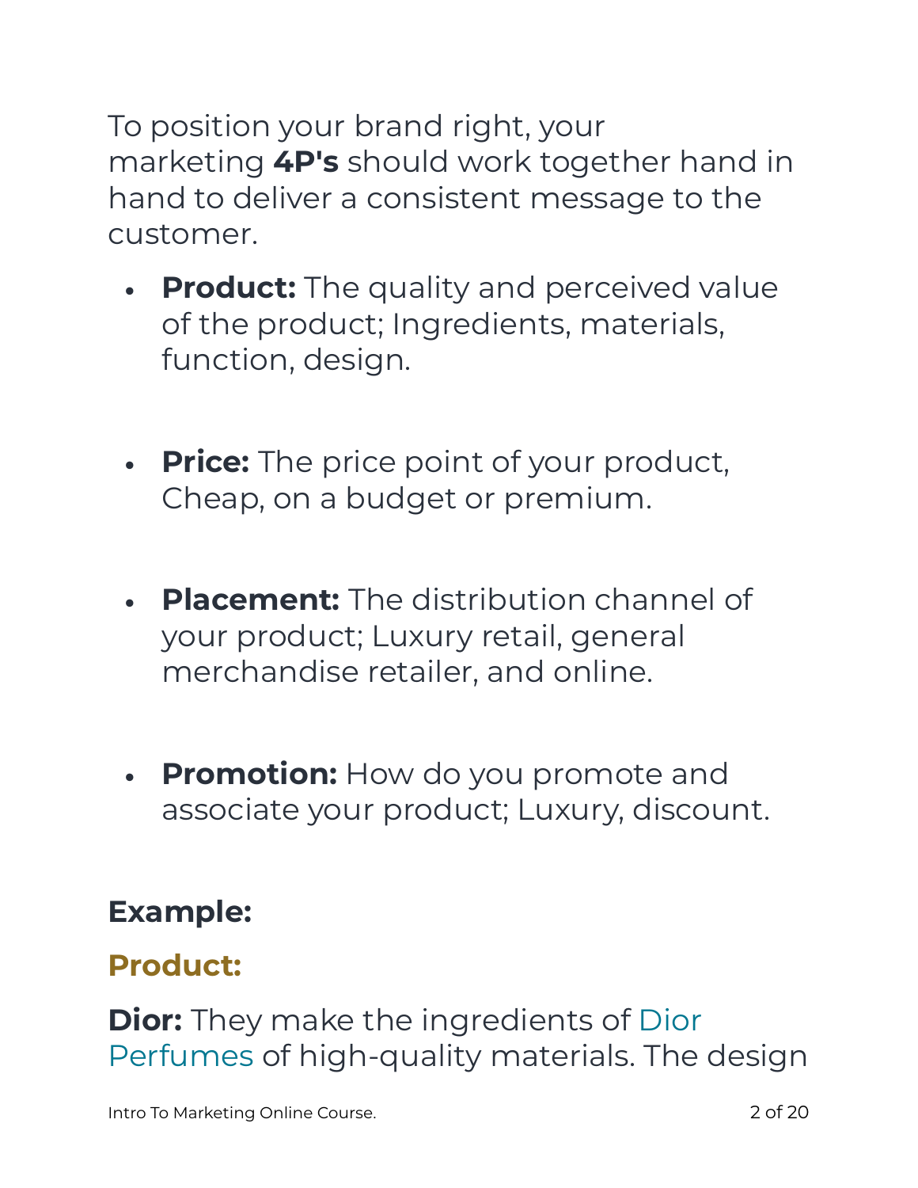To position your brand right, your marketing **4P's** should work together hand in hand to deliver a consistent message to the customer.

- **Product:** The quality and perceived value of the product; Ingredients, materials, function, design.
- **Price:** The price point of your product, Cheap, on a budget or premium.
- **Placement:** The distribution channel of your product; Luxury retail, general merchandise retailer, and online.
- **Promotion:** How do you promote and associate your product; Luxury, discount.

### Example:

### Product:

**Dior:** They make the ingredients of Dior Perfumes of high-quality materials. The design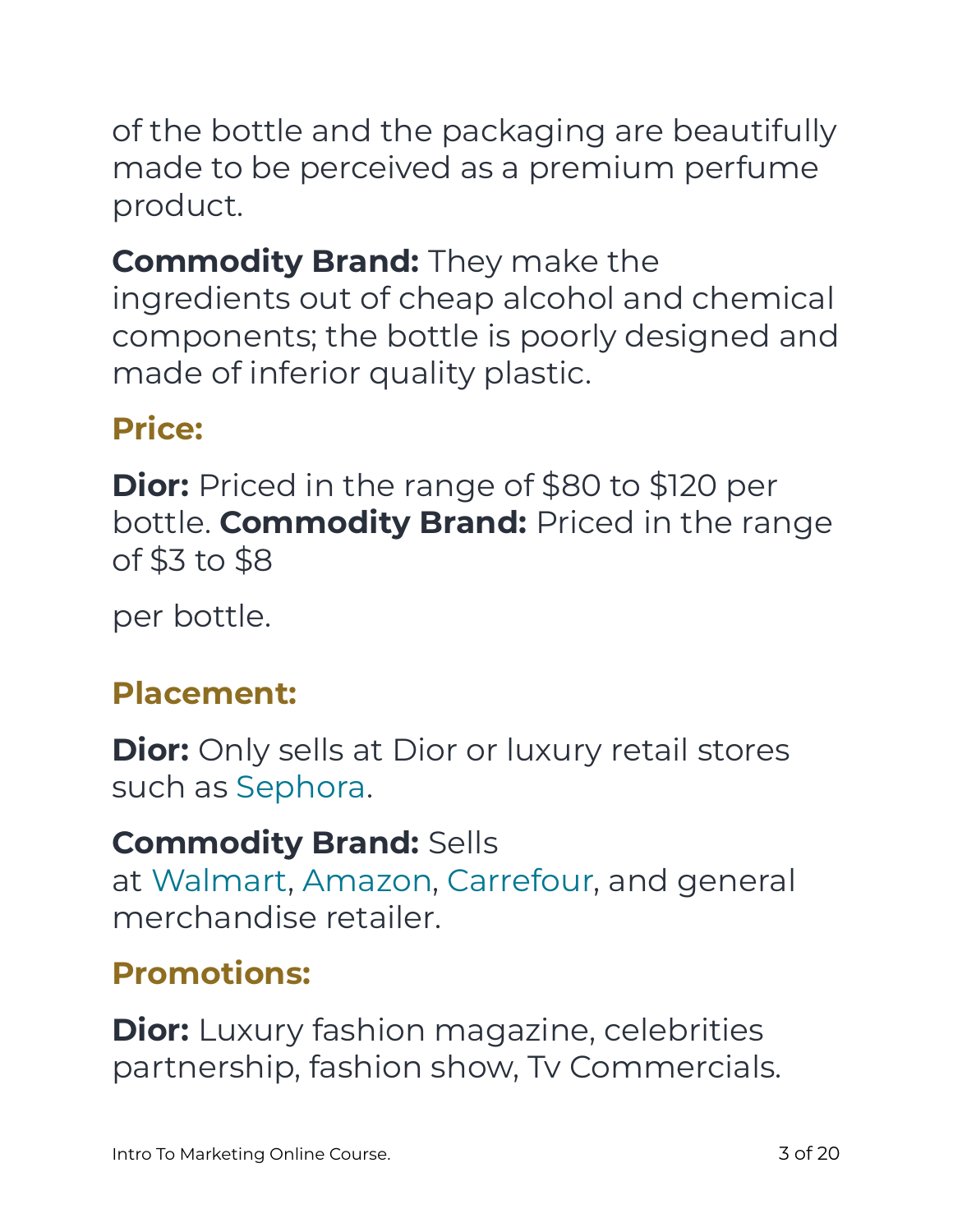of the bottle and the packaging are beautifully made to be perceived as a premium perfume product.

**Commodity Brand:** They make the ingredients out of cheap alcohol and chemical components; the bottle is poorly designed and made of inferior quality plastic.

### Price:

**Dior:** Priced in the range of $80 to $120 per bottle. **Commodity Brand:** Priced in the range of $3 to $8

per bottle.

### Placement:

**Dior:** Only sells at Dior or luxury retail stores such as Sephora.

**Commodity Brand:** Sells at Walmart, Amazon, Carrefour, and general merchandise retailer.

### Promotions:

**Dior:** Luxury fashion magazine, celebrities partnership, fashion show, Tv Commercials.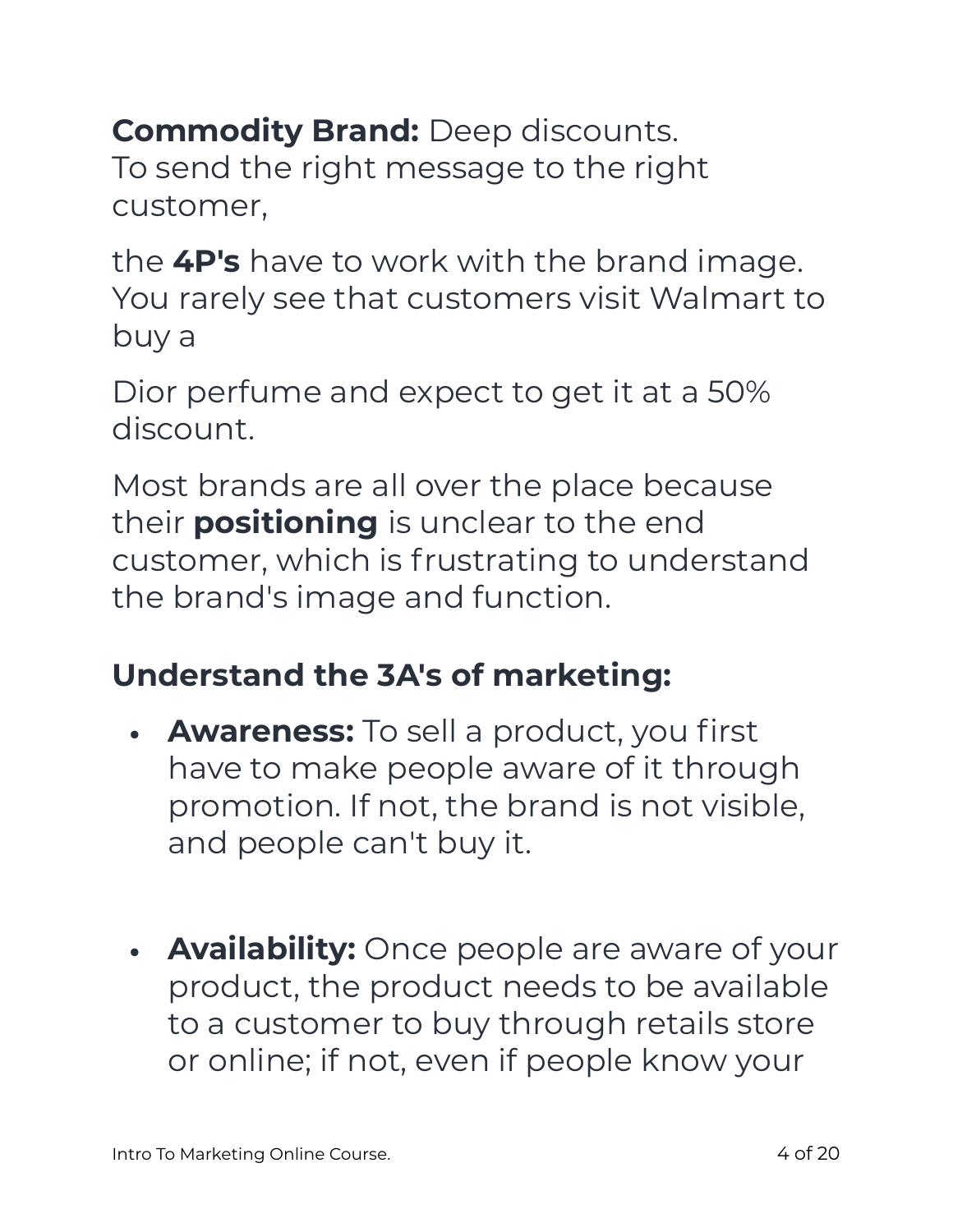**Commodity Brand:** Deep discounts.
To send the right message to the right customer,

the **4P's** have to work with the brand image. You rarely see that customers visit Walmart to buy a

Dior perfume and expect to get it at a 50% discount.

Most brands are all over the place because their **positioning** is unclear to the end customer, which is frustrating to understand the brand's image and function.

### Understand the 3A's of marketing:

- **Awareness:** To sell a product, you first have to make people aware of it through promotion. If not, the brand is not visible, and people can't buy it.

- **Availability:** Once people are aware of your product, the product needs to be available to a customer to buy through retails store or online; if not, even if people know your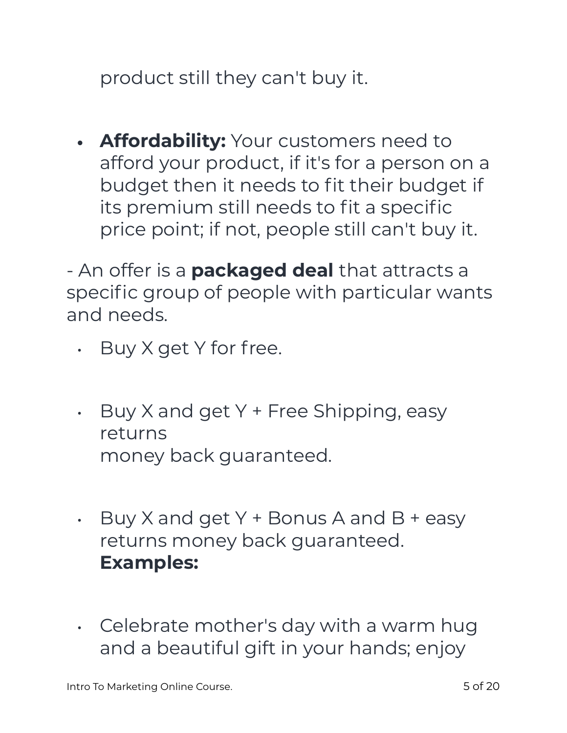product still they can't buy it.

- **Affordability:** Your customers need to afford your product, if it's for a person on a budget then it needs to fit their budget if its premium still needs to fit a specific price point; if not, people still can't buy it.

- An offer is a **packaged deal** that attracts a specific group of people with particular wants and needs.

- Buy X get Y for free.
- Buy X and get Y + Free Shipping, easy returns
  money back guaranteed.
- Buy X and get Y + Bonus A and B + easy returns money back guaranteed.
  **Examples:**
- Celebrate mother's day with a warm hug and a beautiful gift in your hands; enjoy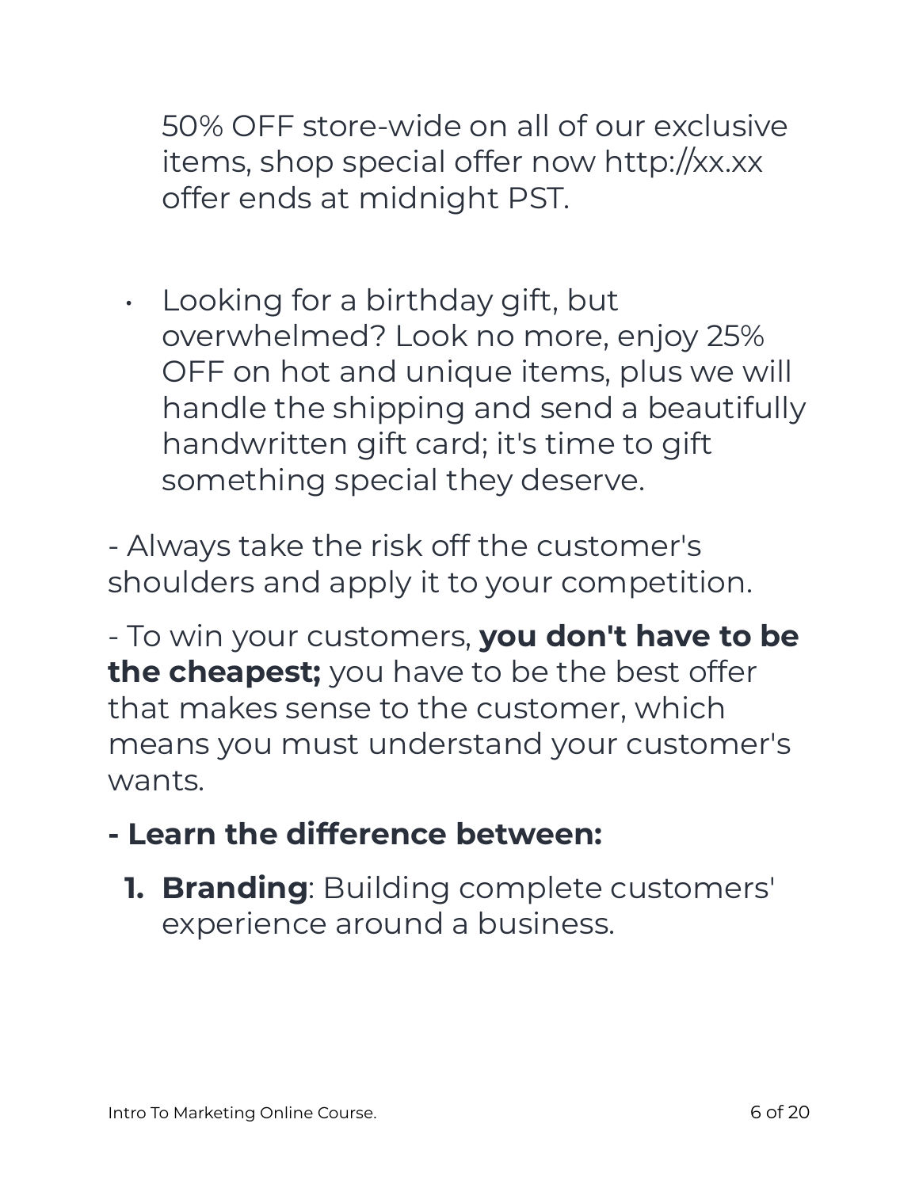50% OFF store-wide on all of our exclusive items, shop special offer now http://xx.xx offer ends at midnight PST.

- Looking for a birthday gift, but overwhelmed? Look no more, enjoy 25% OFF on hot and unique items, plus we will handle the shipping and send a beautifully handwritten gift card; it's time to gift something special they deserve.

- Always take the risk off the customer's shoulders and apply it to your competition.

- To win your customers, **you don't have to be the cheapest;** you have to be the best offer that makes sense to the customer, which means you must understand your customer's wants.

**- Learn the difference between:**

1. **Branding**: Building complete customers' experience around a business.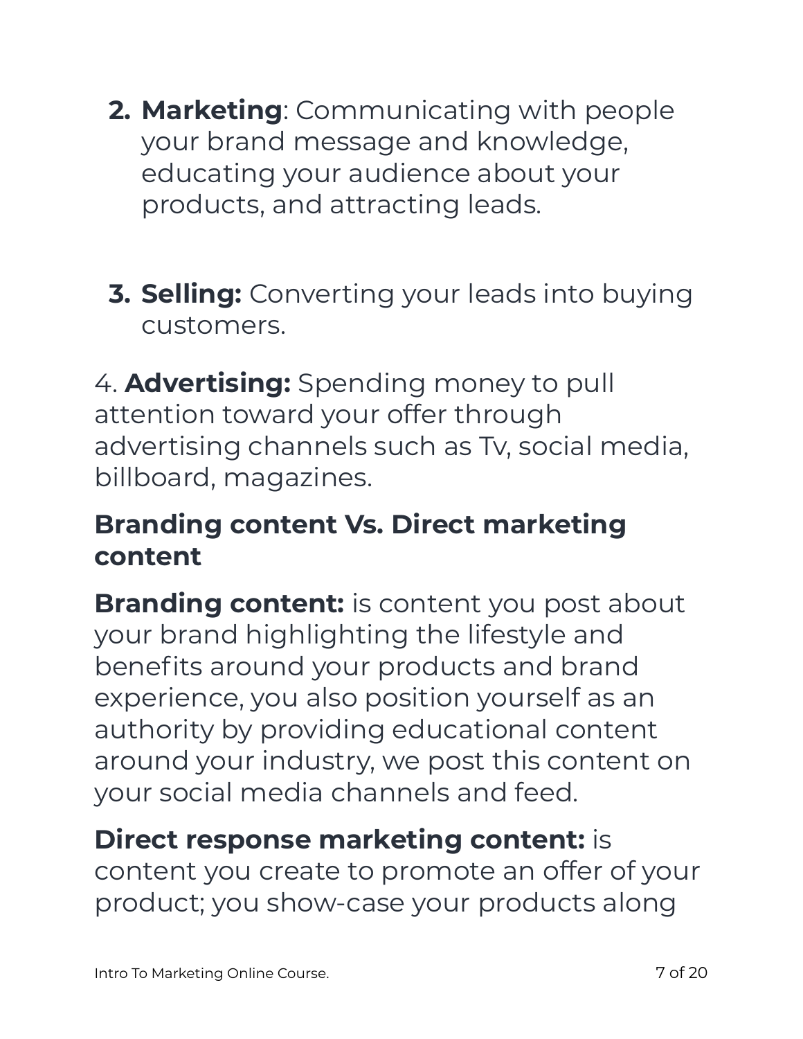2. **Marketing**: Communicating with people your brand message and knowledge, educating your audience about your products, and attracting leads.

3. **Selling:** Converting your leads into buying customers.

4. **Advertising:** Spending money to pull attention toward your offer through advertising channels such as Tv, social media, billboard, magazines.

### Branding content Vs. Direct marketing content

**Branding content:** is content you post about your brand highlighting the lifestyle and benefits around your products and brand experience, you also position yourself as an authority by providing educational content around your industry, we post this content on your social media channels and feed.

**Direct response marketing content:** is content you create to promote an offer of your product; you show-case your products along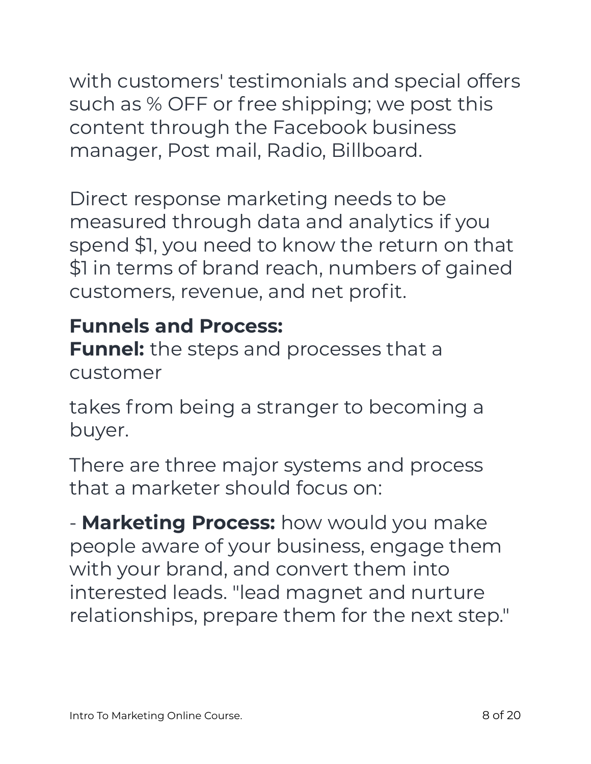with customers' testimonials and special offers such as % OFF or free shipping; we post this content through the Facebook business manager, Post mail, Radio, Billboard.

Direct response marketing needs to be measured through data and analytics if you spend $1, you need to know the return on that $1 in terms of brand reach, numbers of gained customers, revenue, and net profit.

**Funnels and Process:**

**Funnel:** the steps and processes that a customer

takes from being a stranger to becoming a buyer.

There are three major systems and process that a marketer should focus on:

- **Marketing Process:** how would you make people aware of your business, engage them with your brand, and convert them into interested leads. "lead magnet and nurture relationships, prepare them for the next step."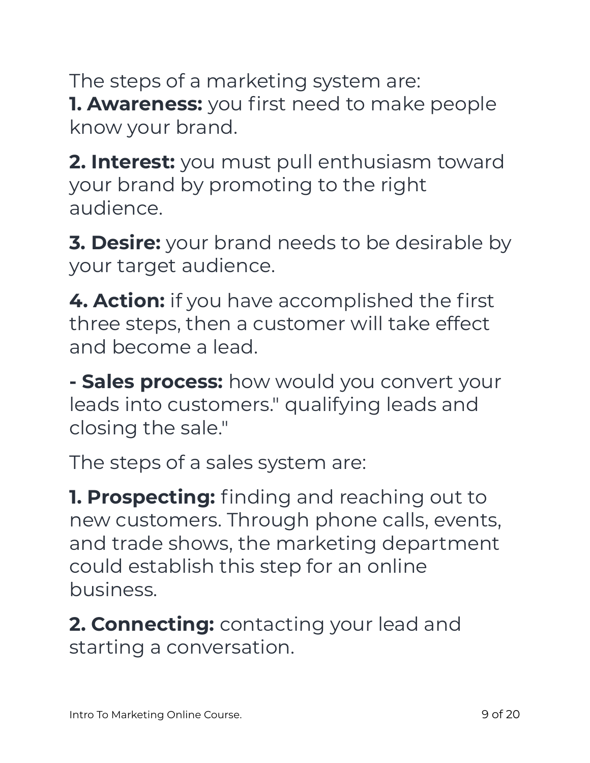The steps of a marketing system are:

**1. Awareness:** you first need to make people know your brand.

**2. Interest:** you must pull enthusiasm toward your brand by promoting to the right audience.

**3. Desire:** your brand needs to be desirable by your target audience.

**4. Action:** if you have accomplished the first three steps, then a customer will take effect and become a lead.

**- Sales process:** how would you convert your leads into customers." qualifying leads and closing the sale."

The steps of a sales system are:

**1. Prospecting:** finding and reaching out to new customers. Through phone calls, events, and trade shows, the marketing department could establish this step for an online business.

**2. Connecting:** contacting your lead and starting a conversation.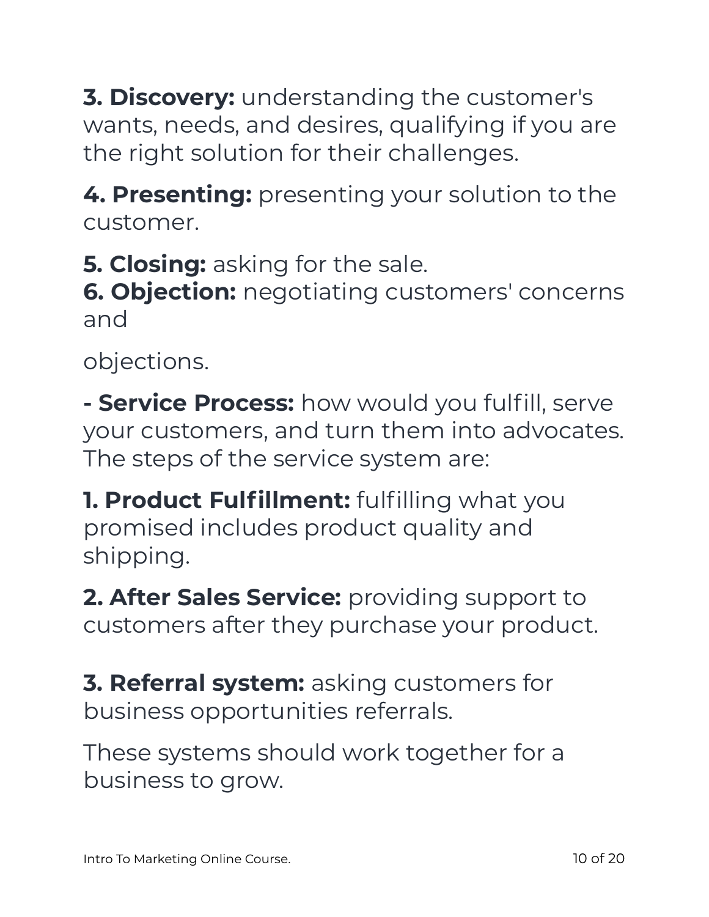**3. Discovery:** understanding the customer's wants, needs, and desires, qualifying if you are the right solution for their challenges.

**4. Presenting:** presenting your solution to the customer.

**5. Closing:** asking for the sale.
**6. Objection:** negotiating customers' concerns and objections.

**- Service Process:** how would you fulfill, serve your customers, and turn them into advocates. The steps of the service system are:

**1. Product Fulfillment:** fulfilling what you promised includes product quality and shipping.

**2. After Sales Service:** providing support to customers after they purchase your product.

**3. Referral system:** asking customers for business opportunities referrals.

These systems should work together for a business to grow.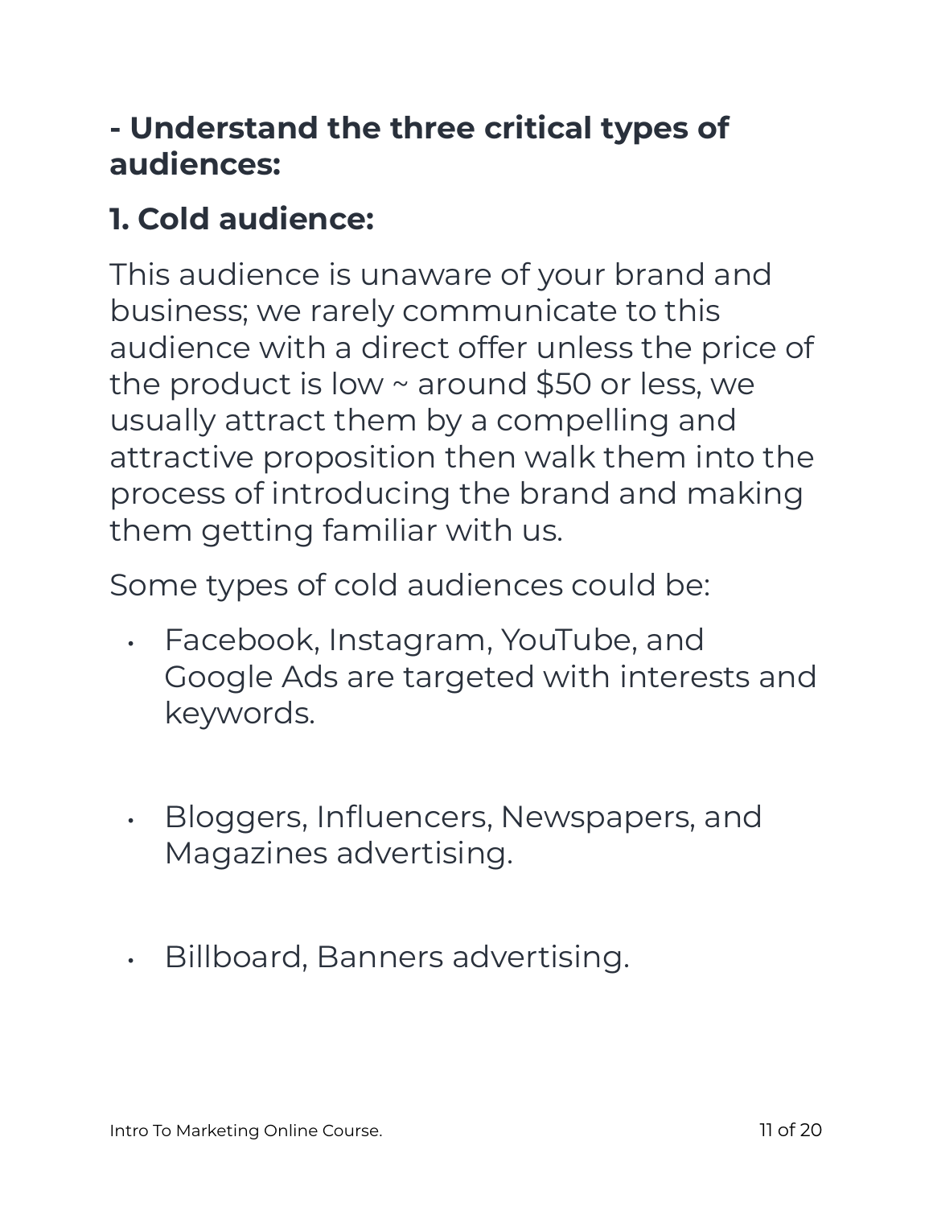**- Understand the three critical types of audiences:**

**1. Cold audience:**

This audience is unaware of your brand and business; we rarely communicate to this audience with a direct offer unless the price of the product is low ~ around $50 or less, we usually attract them by a compelling and attractive proposition then walk them into the process of introducing the brand and making them getting familiar with us.

Some types of cold audiences could be:

- Facebook, Instagram, YouTube, and Google Ads are targeted with interests and keywords.

- Bloggers, Influencers, Newspapers, and Magazines advertising.

- Billboard, Banners advertising.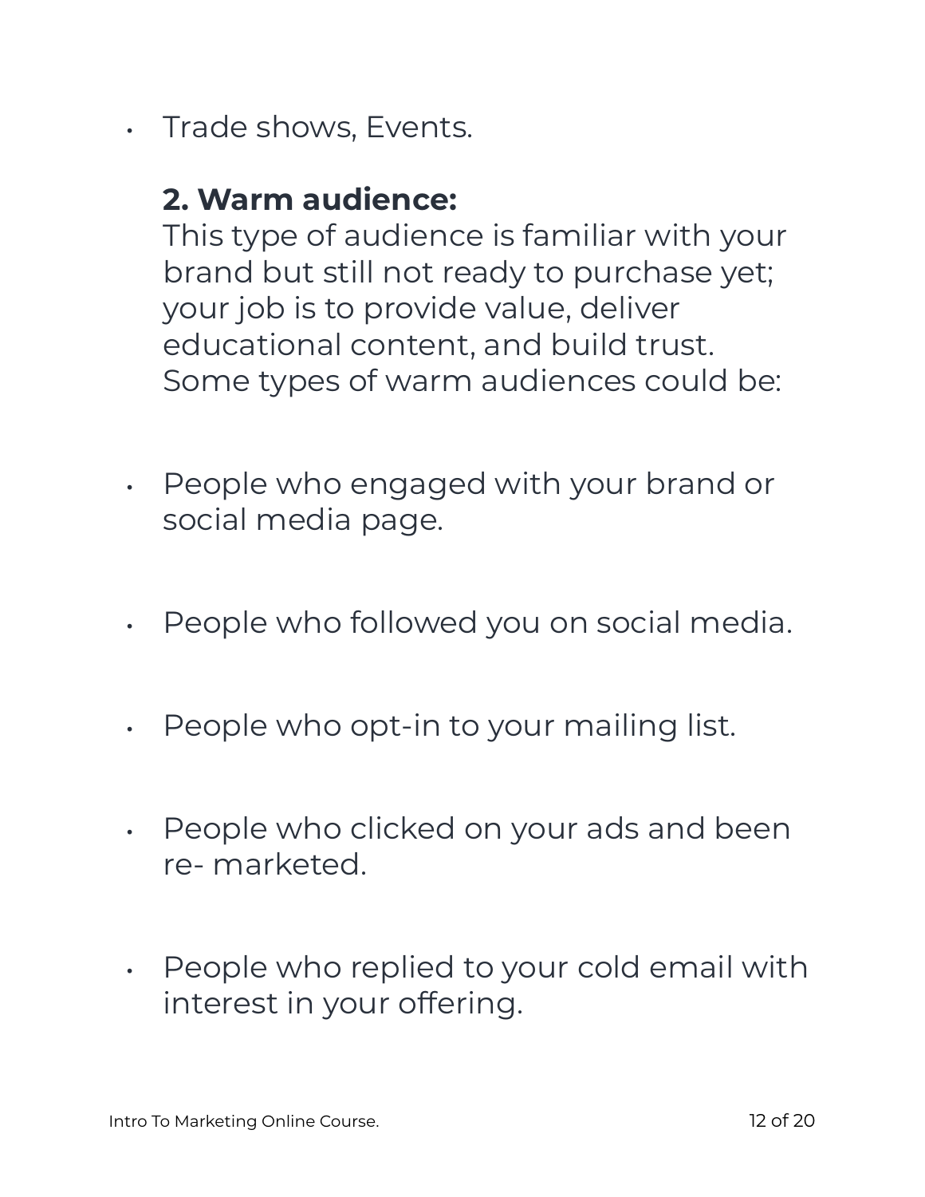- Trade shows, Events.

**2. Warm audience:**

This type of audience is familiar with your brand but still not ready to purchase yet; your job is to provide value, deliver educational content, and build trust. Some types of warm audiences could be:

- People who engaged with your brand or social media page.
- People who followed you on social media.
- People who opt-in to your mailing list.
- People who clicked on your ads and been re- marketed.
- People who replied to your cold email with interest in your offering.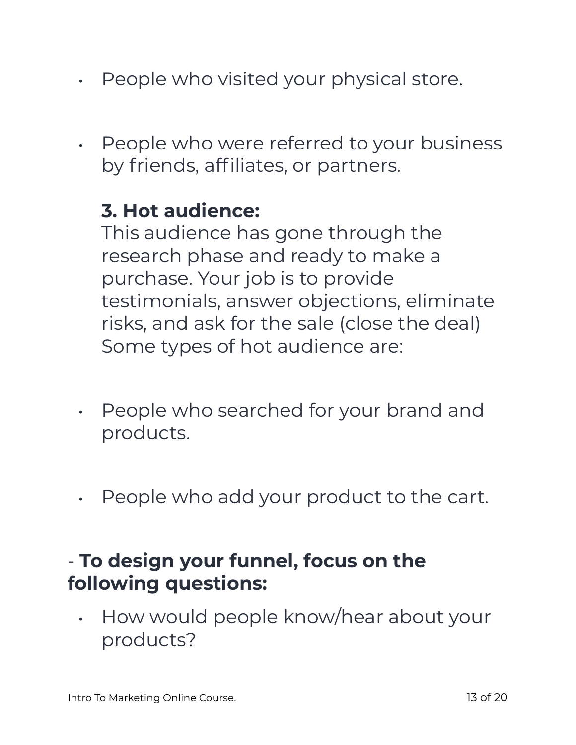- People who visited your physical store.

- People who were referred to your business by friends, affiliates, or partners.

  **3. Hot audience:**
  This audience has gone through the research phase and ready to make a purchase. Your job is to provide testimonials, answer objections, eliminate risks, and ask for the sale (close the deal)
  Some types of hot audience are:

- People who searched for your brand and products.

- People who add your product to the cart.

- **To design your funnel, focus on the following questions:**

- How would people know/hear about your products?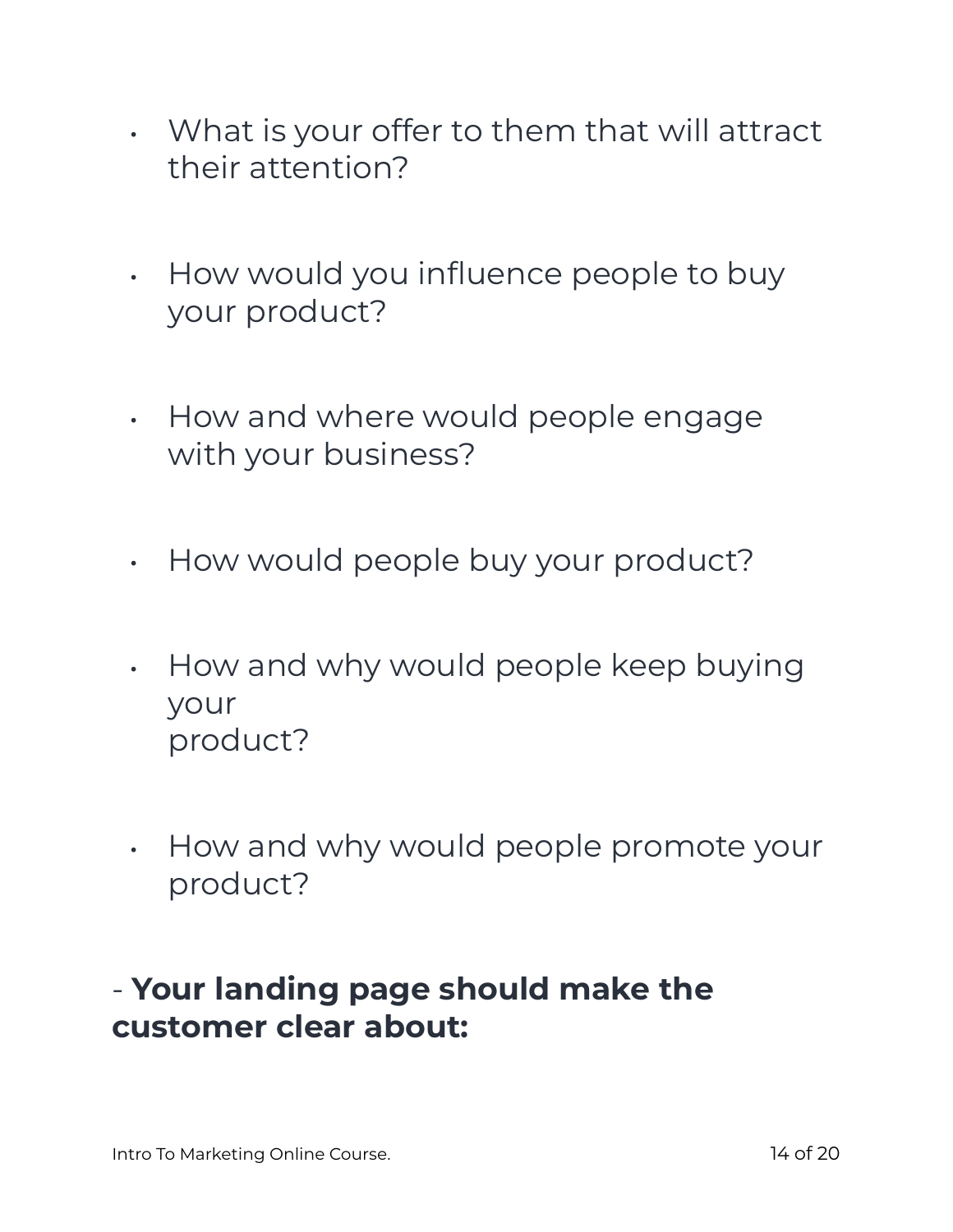- What is your offer to them that will attract their attention?

- How would you influence people to buy your product?

- How and where would people engage with your business?

- How would people buy your product?

- How and why would people keep buying your product?

- How and why would people promote your product?

- **Your landing page should make the customer clear about:**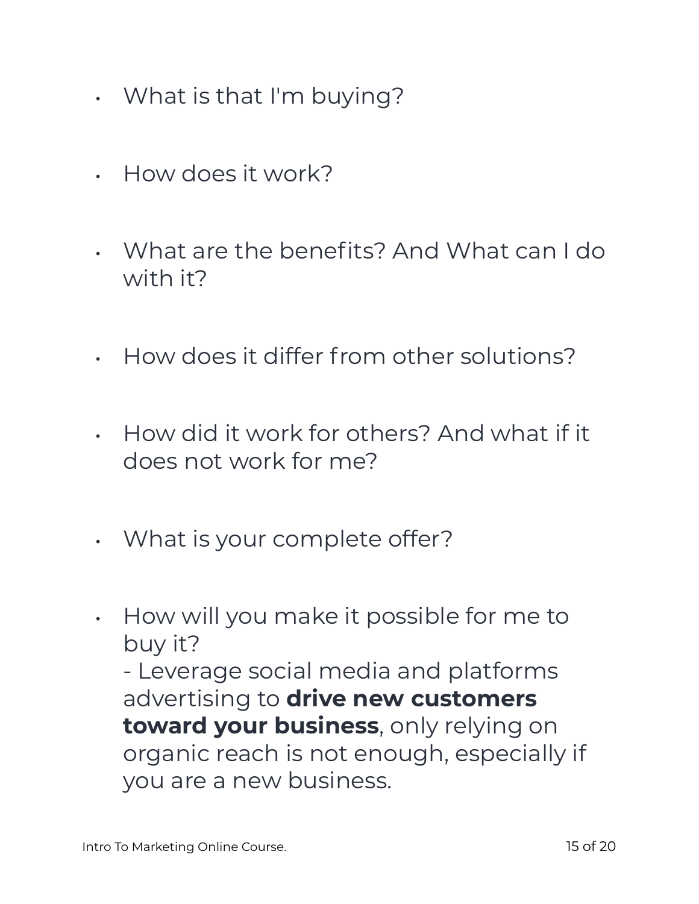- What is that I'm buying?
- How does it work?
- What are the benefits? And What can I do with it?
- How does it differ from other solutions?
- How did it work for others? And what if it does not work for me?
- What is your complete offer?
- How will you make it possible for me to buy it?
  - Leverage social media and platforms advertising to **drive new customers toward your business**, only relying on organic reach is not enough, especially if you are a new business.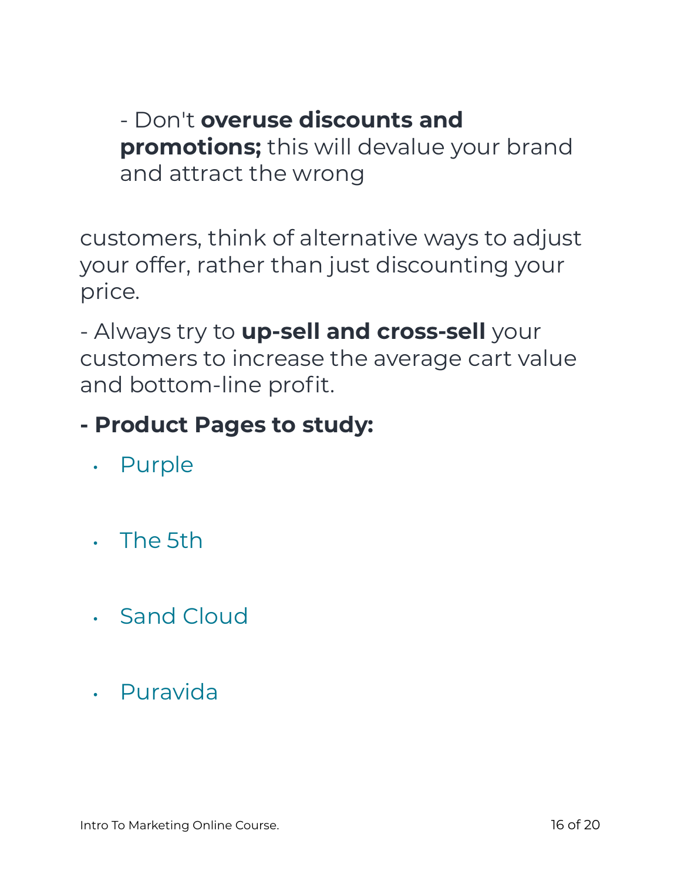- Don't **overuse discounts and promotions;** this will devalue your brand and attract the wrong

customers, think of alternative ways to adjust your offer, rather than just discounting your price.

- Always try to **up-sell and cross-sell** your customers to increase the average cart value and bottom-line profit.

**- Product Pages to study:**

- Purple
- The 5th
- Sand Cloud
- Puravida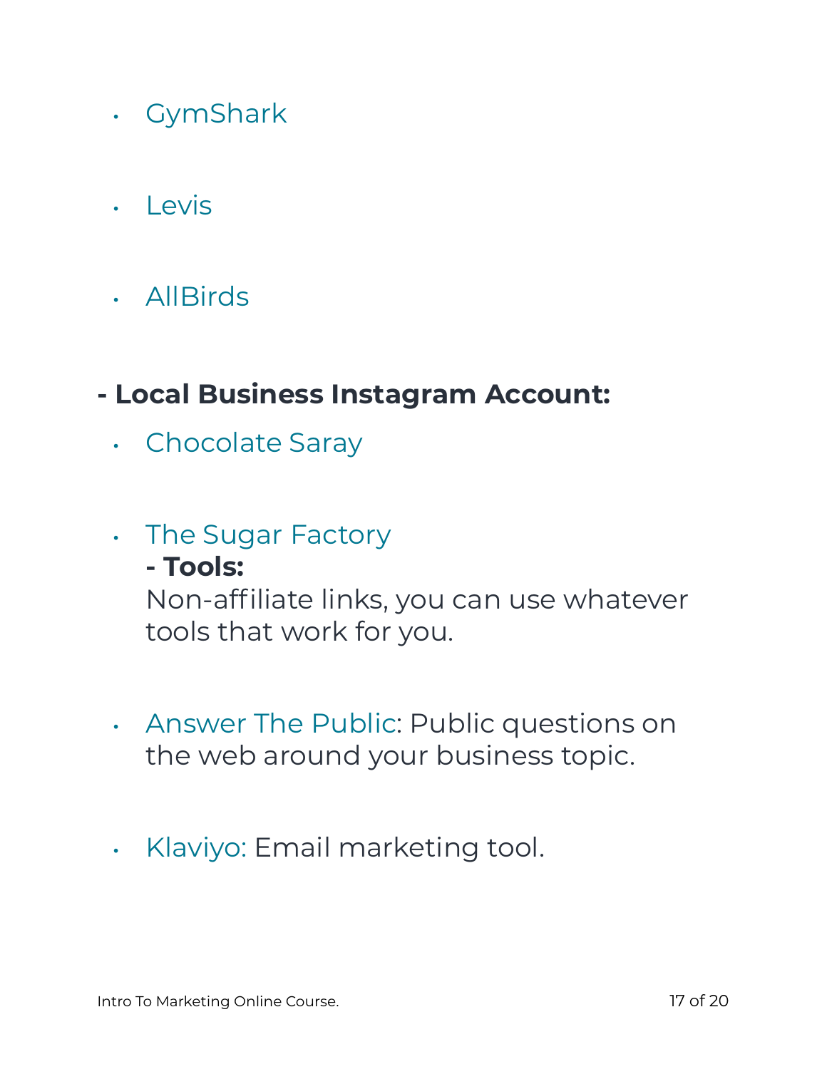- GymShark
- Levis
- AllBirds

**- Local Business Instagram Account:**

- Chocolate Saray
- The Sugar Factory

  **- Tools:**

  Non-affiliate links, you can use whatever tools that work for you.

- Answer The Public: Public questions on the web around your business topic.
- Klaviyo: Email marketing tool.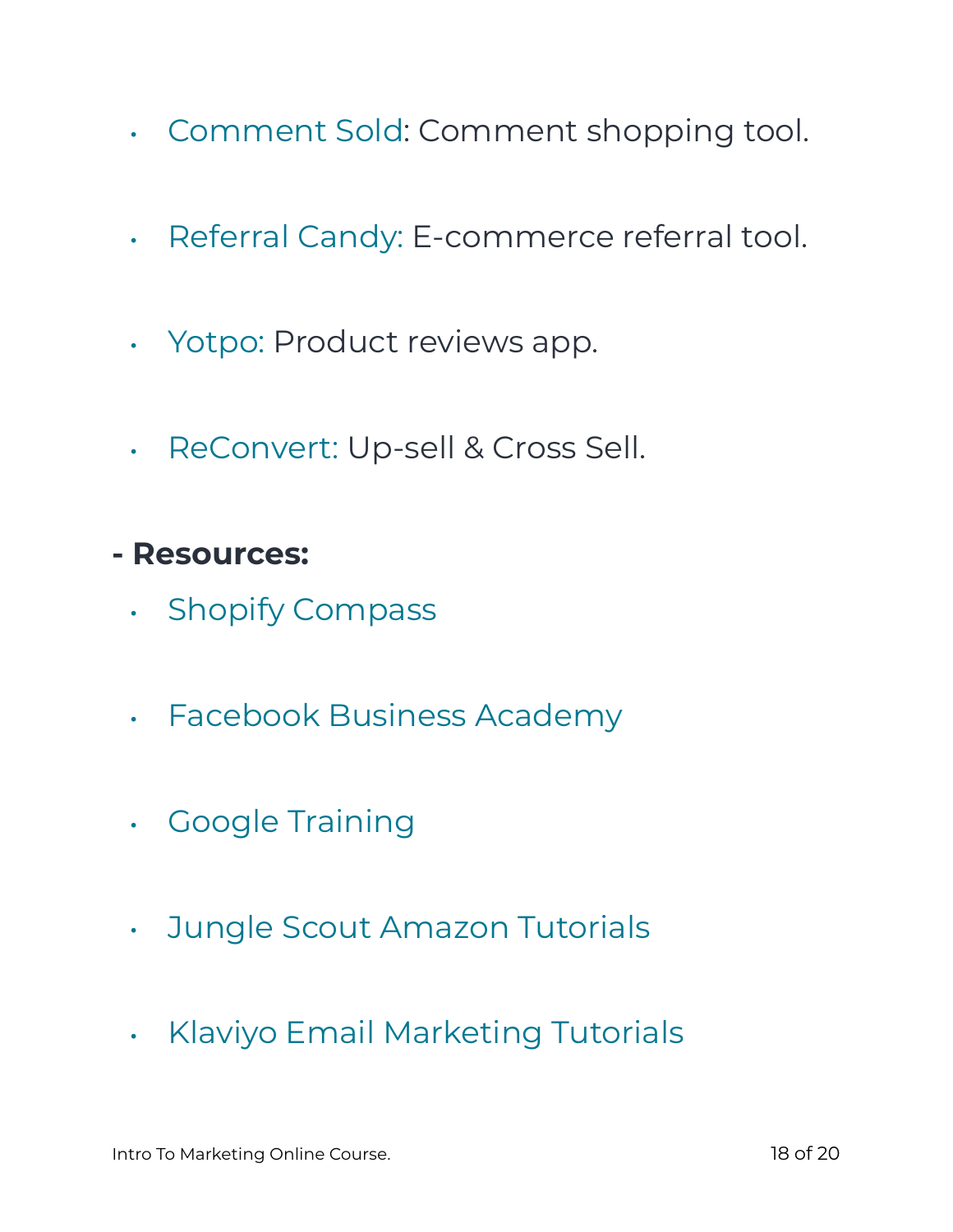- Comment Sold: Comment shopping tool.
- Referral Candy: E-commerce referral tool.
- Yotpo: Product reviews app.
- ReConvert: Up-sell & Cross Sell.

**- Resources:**

- Shopify Compass
- Facebook Business Academy
- Google Training
- Jungle Scout Amazon Tutorials
- Klaviyo Email Marketing Tutorials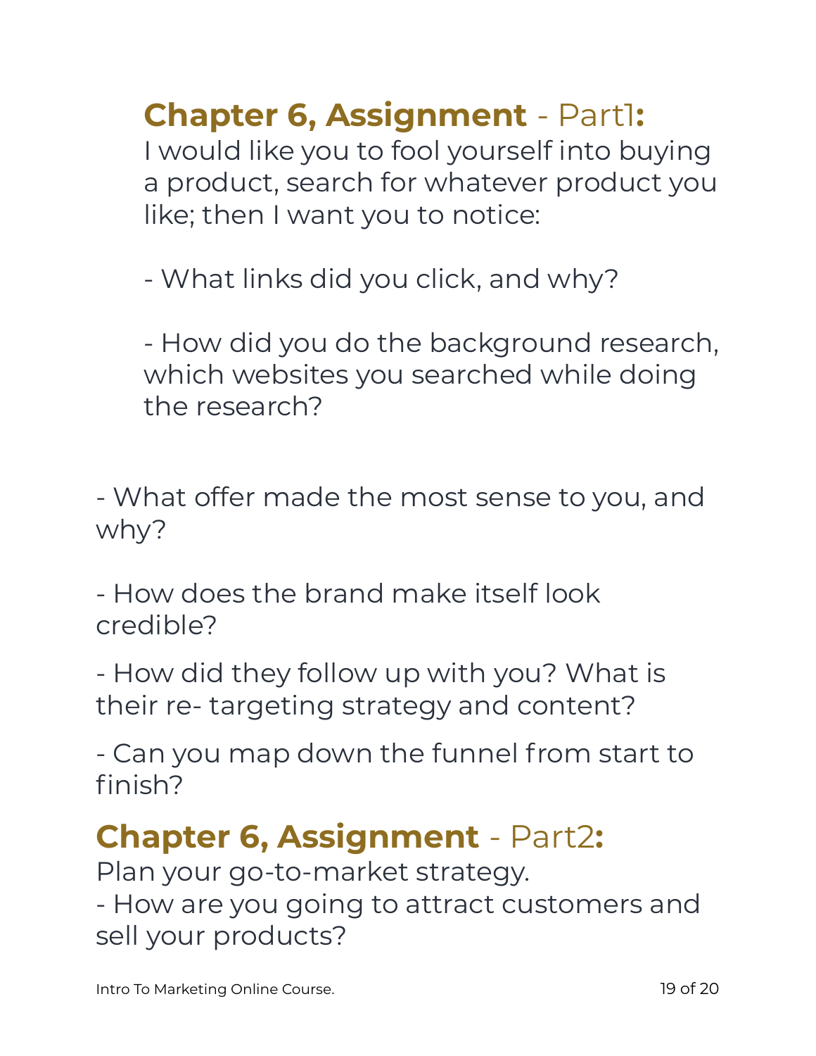## **Chapter 6, Assignment** - Part1**:**

I would like you to fool yourself into buying a product, search for whatever product you like; then I want you to notice:

- What links did you click, and why?

- How did you do the background research, which websites you searched while doing the research?

- What offer made the most sense to you, and why?

- How does the brand make itself look credible?

- How did they follow up with you? What is their re- targeting strategy and content?

- Can you map down the funnel from start to finish?

## **Chapter 6, Assignment** - Part2**:**

Plan your go-to-market strategy.

- How are you going to attract customers and sell your products?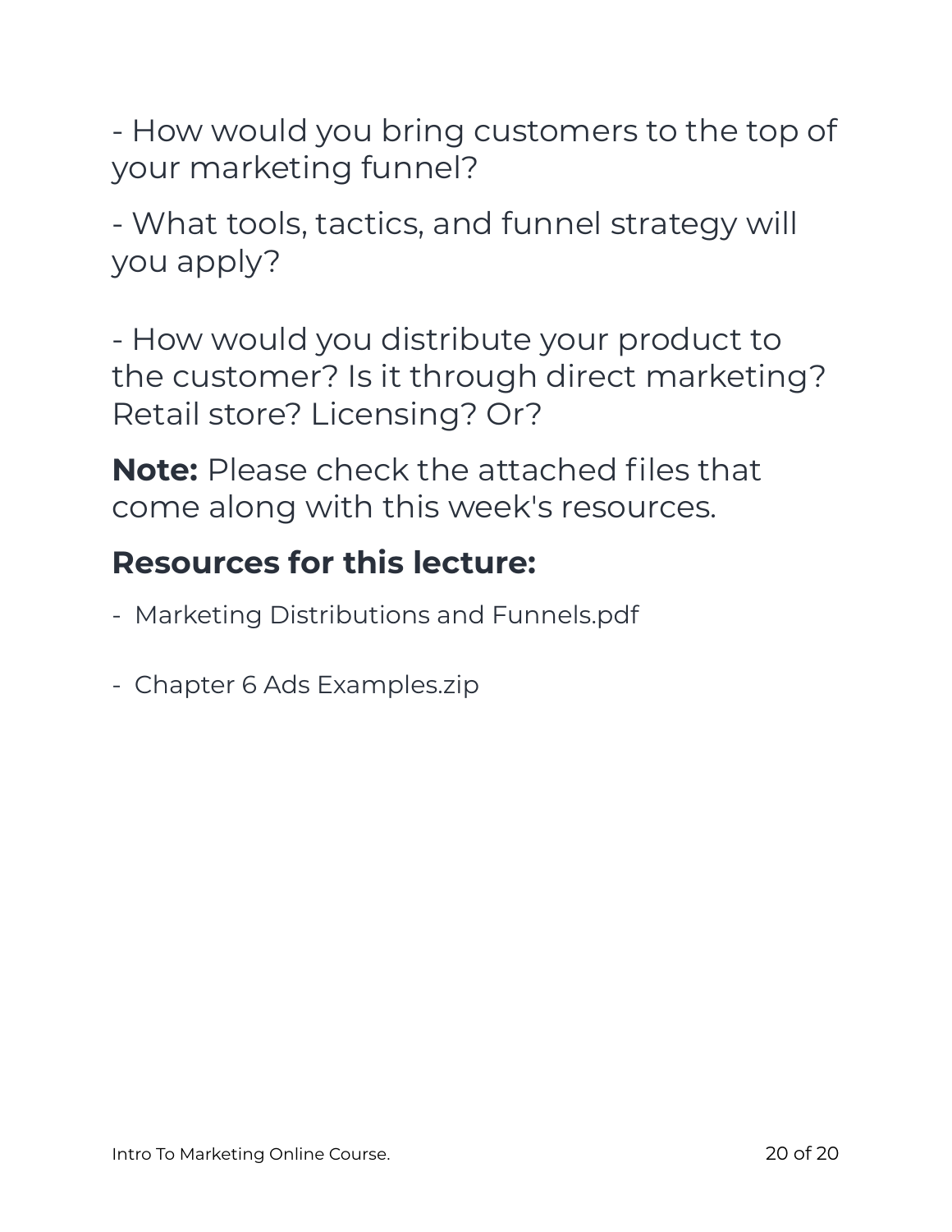- How would you bring customers to the top of your marketing funnel?

- What tools, tactics, and funnel strategy will you apply?

- How would you distribute your product to the customer? Is it through direct marketing? Retail store? Licensing? Or?

**Note:** Please check the attached files that come along with this week's resources.

**Resources for this lecture:**

- Marketing Distributions and Funnels.pdf

- Chapter 6 Ads Examples.zip